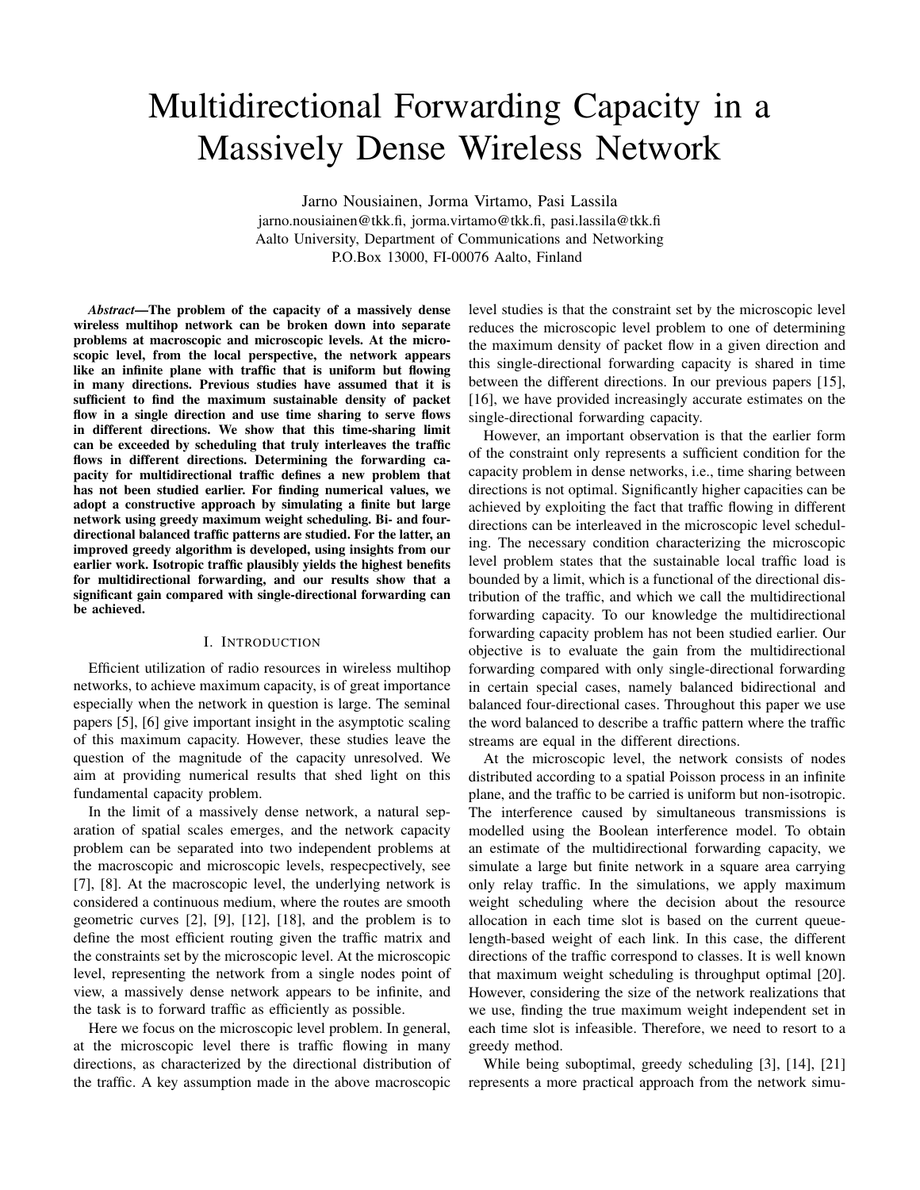# Multidirectional Forwarding Capacity in a Massively Dense Wireless Network

Jarno Nousiainen, Jorma Virtamo, Pasi Lassila
jarno.nousiainen@tkk.fi, jorma.virtamo@tkk.fi, pasi.lassila@tkk.fi
Aalto University, Department of Communications and Networking
P.O.Box 13000, FI-00076 Aalto, Finland

***Abstract*—The problem of the capacity of a massively dense wireless multihop network can be broken down into separate problems at macroscopic and microscopic levels. At the microscopic level, from the local perspective, the network appears like an infinite plane with traffic that is uniform but flowing in many directions. Previous studies have assumed that it is sufficient to find the maximum sustainable density of packet flow in a single direction and use time sharing to serve flows in different directions. We show that this time-sharing limit can be exceeded by scheduling that truly interleaves the traffic flows in different directions. Determining the forwarding capacity for multidirectional traffic defines a new problem that has not been studied earlier. For finding numerical values, we adopt a constructive approach by simulating a finite but large network using greedy maximum weight scheduling. Bi- and four-directional balanced traffic patterns are studied. For the latter, an improved greedy algorithm is developed, using insights from our earlier work. Isotropic traffic plausibly yields the highest benefits for multidirectional forwarding, and our results show that a significant gain compared with single-directional forwarding can be achieved.**

## I. Introduction

Efficient utilization of radio resources in wireless multihop networks, to achieve maximum capacity, is of great importance especially when the network in question is large. The seminal papers [5], [6] give important insight in the asymptotic scaling of this maximum capacity. However, these studies leave the question of the magnitude of the capacity unresolved. We aim at providing numerical results that shed light on this fundamental capacity problem.

In the limit of a massively dense network, a natural separation of spatial scales emerges, and the network capacity problem can be separated into two independent problems at the macroscopic and microscopic levels, respecpectively, see [7], [8]. At the macroscopic level, the underlying network is considered a continuous medium, where the routes are smooth geometric curves [2], [9], [12], [18], and the problem is to define the most efficient routing given the traffic matrix and the constraints set by the microscopic level. At the microscopic level, representing the network from a single nodes point of view, a massively dense network appears to be infinite, and the task is to forward traffic as efficiently as possible.

Here we focus on the microscopic level problem. In general, at the microscopic level there is traffic flowing in many directions, as characterized by the directional distribution of the traffic. A key assumption made in the above macroscopic level studies is that the constraint set by the microscopic level reduces the microscopic level problem to one of determining the maximum density of packet flow in a given direction and this single-directional forwarding capacity is shared in time between the different directions. In our previous papers [15], [16], we have provided increasingly accurate estimates on the single-directional forwarding capacity.

However, an important observation is that the earlier form of the constraint only represents a sufficient condition for the capacity problem in dense networks, i.e., time sharing between directions is not optimal. Significantly higher capacities can be achieved by exploiting the fact that traffic flowing in different directions can be interleaved in the microscopic level scheduling. The necessary condition characterizing the microscopic level problem states that the sustainable local traffic load is bounded by a limit, which is a functional of the directional distribution of the traffic, and which we call the multidirectional forwarding capacity. To our knowledge the multidirectional forwarding capacity problem has not been studied earlier. Our objective is to evaluate the gain from the multidirectional forwarding compared with only single-directional forwarding in certain special cases, namely balanced bidirectional and balanced four-directional cases. Throughout this paper we use the word balanced to describe a traffic pattern where the traffic streams are equal in the different directions.

At the microscopic level, the network consists of nodes distributed according to a spatial Poisson process in an infinite plane, and the traffic to be carried is uniform but non-isotropic. The interference caused by simultaneous transmissions is modelled using the Boolean interference model. To obtain an estimate of the multidirectional forwarding capacity, we simulate a large but finite network in a square area carrying only relay traffic. In the simulations, we apply maximum weight scheduling where the decision about the resource allocation in each time slot is based on the current queue-length-based weight of each link. In this case, the different directions of the traffic correspond to classes. It is well known that maximum weight scheduling is throughput optimal [20]. However, considering the size of the network realizations that we use, finding the true maximum weight independent set in each time slot is infeasible. Therefore, we need to resort to a greedy method.

While being suboptimal, greedy scheduling [3], [14], [21] represents a more practical approach from the network simu-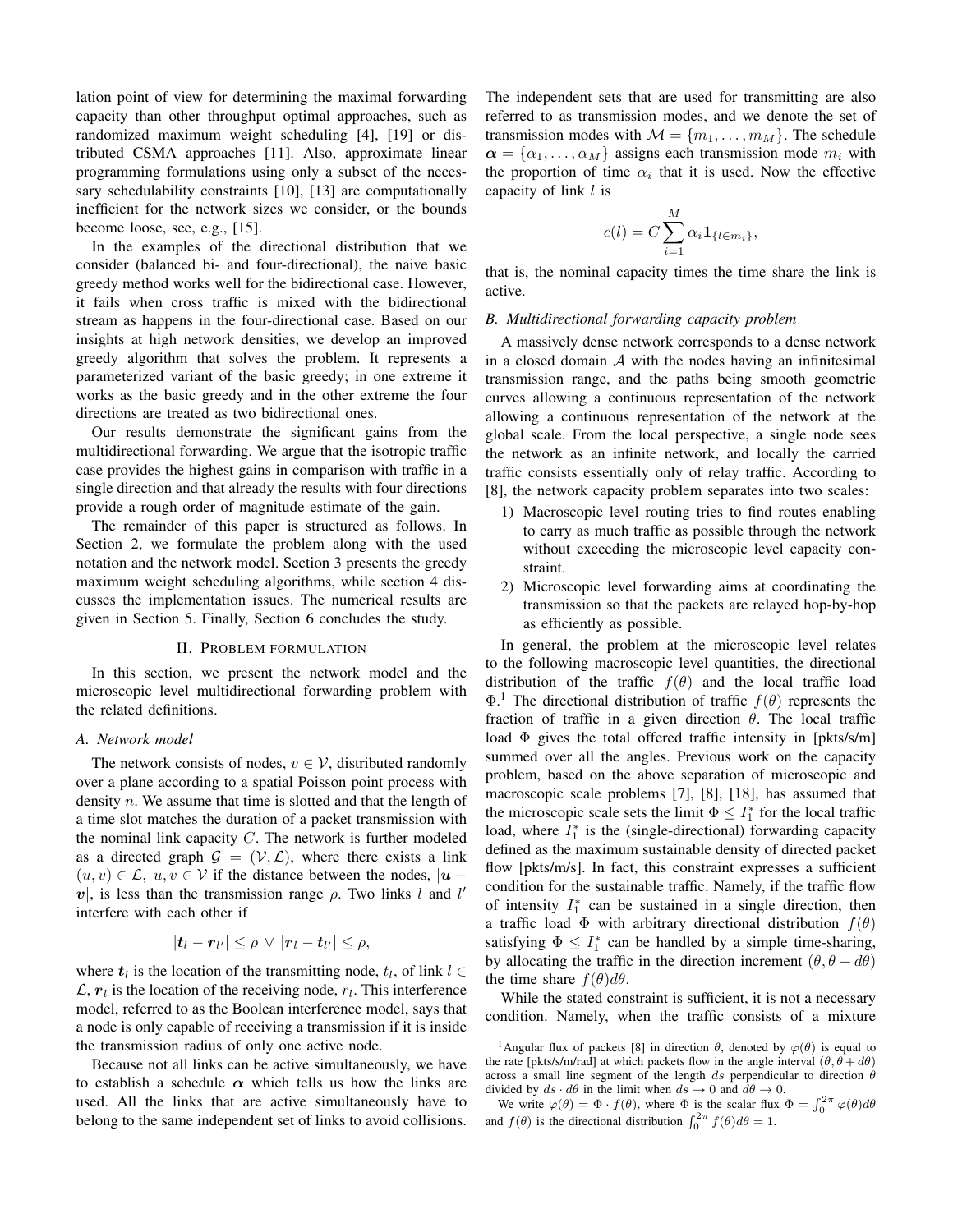lation point of view for determining the maximal forwarding capacity than other throughput optimal approaches, such as randomized maximum weight scheduling [4], [19] or distributed CSMA approaches [11]. Also, approximate linear programming formulations using only a subset of the necessary schedulability constraints [10], [13] are computationally inefficient for the network sizes we consider, or the bounds become loose, see, e.g., [15].

In the examples of the directional distribution that we consider (balanced bi- and four-directional), the naive basic greedy method works well for the bidirectional case. However, it fails when cross traffic is mixed with the bidirectional stream as happens in the four-directional case. Based on our insights at high network densities, we develop an improved greedy algorithm that solves the problem. It represents a parameterized variant of the basic greedy; in one extreme it works as the basic greedy and in the other extreme the four directions are treated as two bidirectional ones.

Our results demonstrate the significant gains from the multidirectional forwarding. We argue that the isotropic traffic case provides the highest gains in comparison with traffic in a single direction and that already the results with four directions provide a rough order of magnitude estimate of the gain.

The remainder of this paper is structured as follows. In Section 2, we formulate the problem along with the used notation and the network model. Section 3 presents the greedy maximum weight scheduling algorithms, while section 4 discusses the implementation issues. The numerical results are given in Section 5. Finally, Section 6 concludes the study.

## II. Problem formulation

In this section, we present the network model and the microscopic level multidirectional forwarding problem with the related definitions.

### A. Network model

The network consists of nodes, $v \in \mathcal{V}$, distributed randomly over a plane according to a spatial Poisson point process with density $n$. We assume that time is slotted and that the length of a time slot matches the duration of a packet transmission with the nominal link capacity $C$. The network is further modeled as a directed graph $\mathcal{G} = (\mathcal{V}, \mathcal{L})$, where there exists a link $(u, v) \in \mathcal{L}$, $u, v \in \mathcal{V}$ if the distance between the nodes, $|\boldsymbol{u} - \boldsymbol{v}|$, is less than the transmission range $\rho$. Two links $l$ and $l'$ interfere with each other if

$$|\boldsymbol{t}_l - \boldsymbol{r}_{l'}| \leq \rho \vee |\boldsymbol{r}_l - \boldsymbol{t}_{l'}| \leq \rho,$$

where $\boldsymbol{t}_l$ is the location of the transmitting node, $t_l$, of link $l \in \mathcal{L}$, $\boldsymbol{r}_l$ is the location of the receiving node, $r_l$. This interference model, referred to as the Boolean interference model, says that a node is only capable of receiving a transmission if it is inside the transmission radius of only one active node.

Because not all links can be active simultaneously, we have to establish a schedule $\boldsymbol{\alpha}$ which tells us how the links are used. All the links that are active simultaneously have to belong to the same independent set of links to avoid collisions. The independent sets that are used for transmitting are also referred to as transmission modes, and we denote the set of transmission modes with $\mathcal{M} = \{m_1, \ldots, m_M\}$. The schedule $\boldsymbol{\alpha} = \{\alpha_1, \ldots, \alpha_M\}$ assigns each transmission mode $m_i$ with the proportion of time $\alpha_i$ that it is used. Now the effective capacity of link $l$ is

$$c(l) = C \sum_{i=1}^{M} \alpha_i \mathbf{1}_{\{l \in m_i\}},$$

that is, the nominal capacity times the time share the link is active.

### B. Multidirectional forwarding capacity problem

A massively dense network corresponds to a dense network in a closed domain $\mathcal{A}$ with the nodes having an infinitesimal transmission range, and the paths being smooth geometric curves allowing a continuous representation of the network allowing a continuous representation of the network at the global scale. From the local perspective, a single node sees the network as an infinite network, and locally the carried traffic consists essentially only of relay traffic. According to [8], the network capacity problem separates into two scales:

1) Macroscopic level routing tries to find routes enabling to carry as much traffic as possible through the network without exceeding the microscopic level capacity constraint.
2) Microscopic level forwarding aims at coordinating the transmission so that the packets are relayed hop-by-hop as efficiently as possible.

In general, the problem at the microscopic level relates to the following macroscopic level quantities, the directional distribution of the traffic $f(\theta)$ and the local traffic load $\Phi$.[1] The directional distribution of traffic $f(\theta)$ represents the fraction of traffic in a given direction $\theta$. The local traffic load $\Phi$ gives the total offered traffic intensity in [pkts/s/m] summed over all the angles. Previous work on the capacity problem, based on the above separation of microscopic and macroscopic scale problems [7], [8], [18], has assumed that the microscopic scale sets the limit $\Phi \leq I_1^*$ for the local traffic load, where $I_1^*$ is the (single-directional) forwarding capacity defined as the maximum sustainable density of directed packet flow [pkts/m/s]. In fact, this constraint expresses a sufficient condition for the sustainable traffic. Namely, if the traffic flow of intensity $I_1^*$ can be sustained in a single direction, then a traffic load $\Phi$ with arbitrary directional distribution $f(\theta)$ satisfying $\Phi \leq I_1^*$ can be handled by a simple time-sharing, by allocating the traffic in the direction increment $(\theta, \theta + d\theta)$ the time share $f(\theta)d\theta$.

While the stated constraint is sufficient, it is not a necessary condition. Namely, when the traffic consists of a mixture

[1] Angular flux of packets [8] in direction $\theta$, denoted by $\varphi(\theta)$ is equal to the rate [pkts/s/m/rad] at which packets flow in the angle interval $(\theta, \theta + d\theta)$ across a small line segment of the length $ds$ perpendicular to direction $\theta$ divided by $ds \cdot d\theta$ in the limit when $ds \to 0$ and $d\theta \to 0$.

We write $\varphi(\theta) = \Phi \cdot f(\theta)$, where $\Phi$ is the scalar flux $\Phi = \int_0^{2\pi} \varphi(\theta) d\theta$ and $f(\theta)$ is the directional distribution $\int_0^{2\pi} f(\theta) d\theta = 1$.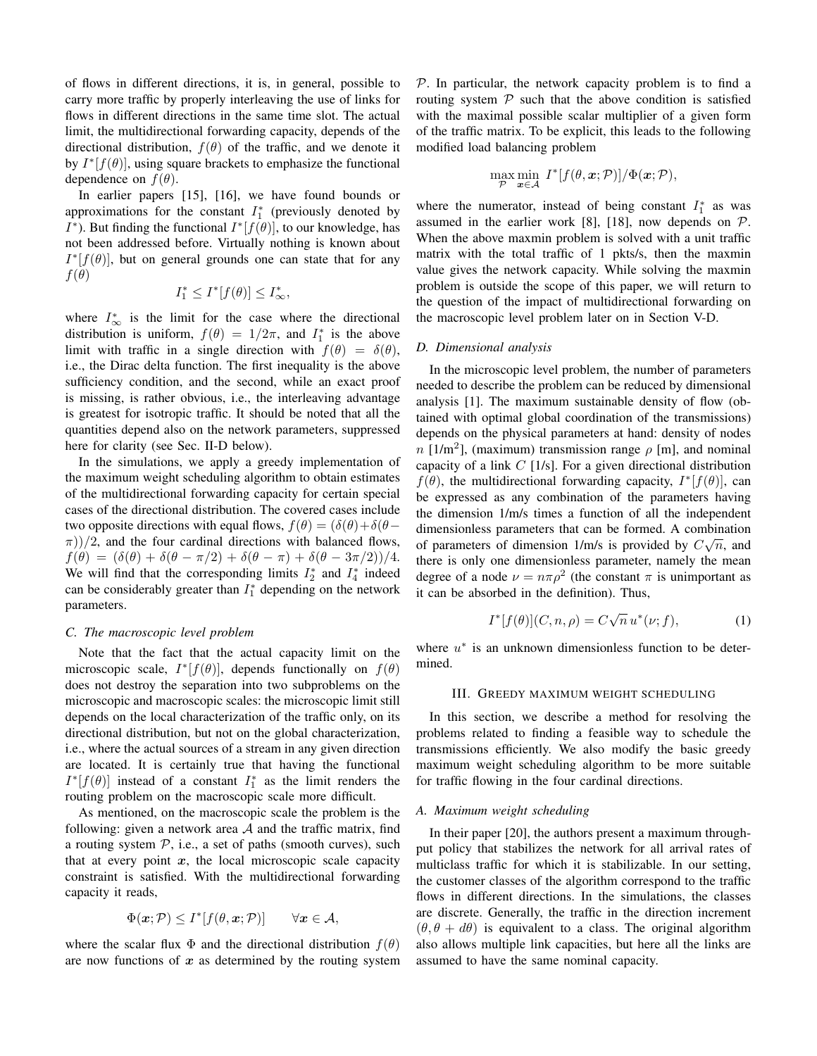of flows in different directions, it is, in general, possible to carry more traffic by properly interleaving the use of links for flows in different directions in the same time slot. The actual limit, the multidirectional forwarding capacity, depends of the directional distribution, $f(\theta)$ of the traffic, and we denote it by $I^*[f(\theta)]$, using square brackets to emphasize the functional dependence on $f(\theta)$.

In earlier papers [15], [16], we have found bounds or approximations for the constant $I_1^*$ (previously denoted by $I^*$). But finding the functional $I^*[f(\theta)]$, to our knowledge, has not been addressed before. Virtually nothing is known about $I^*[f(\theta)]$, but on general grounds one can state that for any $f(\theta)$

$$I_1^* \leq I^*[f(\theta)] \leq I_\infty^*,$$

where $I_\infty^*$ is the limit for the case where the directional distribution is uniform, $f(\theta) = 1/2\pi$, and $I_1^*$ is the above limit with traffic in a single direction with $f(\theta) = \delta(\theta)$, i.e., the Dirac delta function. The first inequality is the above sufficiency condition, and the second, while an exact proof is missing, is rather obvious, i.e., the interleaving advantage is greatest for isotropic traffic. It should be noted that all the quantities depend also on the network parameters, suppressed here for clarity (see Sec. II-D below).

In the simulations, we apply a greedy implementation of the maximum weight scheduling algorithm to obtain estimates of the multidirectional forwarding capacity for certain special cases of the directional distribution. The covered cases include two opposite directions with equal flows, $f(\theta) = (\delta(\theta)+\delta(\theta-\pi))/2$, and the four cardinal directions with balanced flows, $f(\theta) = (\delta(\theta) + \delta(\theta - \pi/2) + \delta(\theta - \pi) + \delta(\theta - 3\pi/2))/4$. We will find that the corresponding limits $I_2^*$ and $I_4^*$ indeed can be considerably greater than $I_1^*$ depending on the network parameters.

### C. The macroscopic level problem

Note that the fact that the actual capacity limit on the microscopic scale, $I^*[f(\theta)]$, depends functionally on $f(\theta)$ does not destroy the separation into two subproblems on the microscopic and macroscopic scales: the microscopic limit still depends on the local characterization of the traffic only, on its directional distribution, but not on the global characterization, i.e., where the actual sources of a stream in any given direction are located. It is certainly true that having the functional $I^*[f(\theta)]$ instead of a constant $I_1^*$ as the limit renders the routing problem on the macroscopic scale more difficult.

As mentioned, on the macroscopic scale the problem is the following: given a network area $\mathcal{A}$ and the traffic matrix, find a routing system $\mathcal{P}$, i.e., a set of paths (smooth curves), such that at every point $\boldsymbol{x}$, the local microscopic scale capacity constraint is satisfied. With the multidirectional forwarding capacity it reads,

$$\Phi(\boldsymbol{x}; \mathcal{P}) \leq I^*[f(\theta, \boldsymbol{x}; \mathcal{P})] \qquad \forall \boldsymbol{x} \in \mathcal{A},$$

where the scalar flux $\Phi$ and the directional distribution $f(\theta)$ are now functions of $\boldsymbol{x}$ as determined by the routing system $\mathcal{P}$. In particular, the network capacity problem is to find a routing system $\mathcal{P}$ such that the above condition is satisfied with the maximal possible scalar multiplier of a given form of the traffic matrix. To be explicit, this leads to the following modified load balancing problem

$$\max_{\mathcal{P}} \min_{\boldsymbol{x} \in \mathcal{A}} \; I^*[f(\theta, \boldsymbol{x}; \mathcal{P})]/\Phi(\boldsymbol{x}; \mathcal{P}),$$

where the numerator, instead of being constant $I_1^*$ as was assumed in the earlier work [8], [18], now depends on $\mathcal{P}$. When the above maxmin problem is solved with a unit traffic matrix with the total traffic of 1 pkts/s, then the maxmin value gives the network capacity. While solving the maxmin problem is outside the scope of this paper, we will return to the question of the impact of multidirectional forwarding on the macroscopic level problem later on in Section V-D.

### D. Dimensional analysis

In the microscopic level problem, the number of parameters needed to describe the problem can be reduced by dimensional analysis [1]. The maximum sustainable density of flow (obtained with optimal global coordination of the transmissions) depends on the physical parameters at hand: density of nodes $n$ [1/m$^2$], (maximum) transmission range $\rho$ [m], and nominal capacity of a link $C$ [1/s]. For a given directional distribution $f(\theta)$, the multidirectional forwarding capacity, $I^*[f(\theta)]$, can be expressed as any combination of the parameters having the dimension 1/m/s times a function of all the independent dimensionless parameters that can be formed. A combination of parameters of dimension 1/m/s is provided by $C\sqrt{n}$, and there is only one dimensionless parameter, namely the mean degree of a node $\nu = n\pi\rho^2$ (the constant $\pi$ is unimportant as it can be absorbed in the definition). Thus,

$$I^*[f(\theta)](C, n, \rho) = C\sqrt{n}\, u^*(\nu; f), \tag{1}$$

where $u^*$ is an unknown dimensionless function to be determined.

## III. Greedy maximum weight scheduling

In this section, we describe a method for resolving the problems related to finding a feasible way to schedule the transmissions efficiently. We also modify the basic greedy maximum weight scheduling algorithm to be more suitable for traffic flowing in the four cardinal directions.

### A. Maximum weight scheduling

In their paper [20], the authors present a maximum throughput policy that stabilizes the network for all arrival rates of multiclass traffic for which it is stabilizable. In our setting, the customer classes of the algorithm correspond to the traffic flows in different directions. In the simulations, the classes are discrete. Generally, the traffic in the direction increment $(\theta, \theta + d\theta)$ is equivalent to a class. The original algorithm also allows multiple link capacities, but here all the links are assumed to have the same nominal capacity.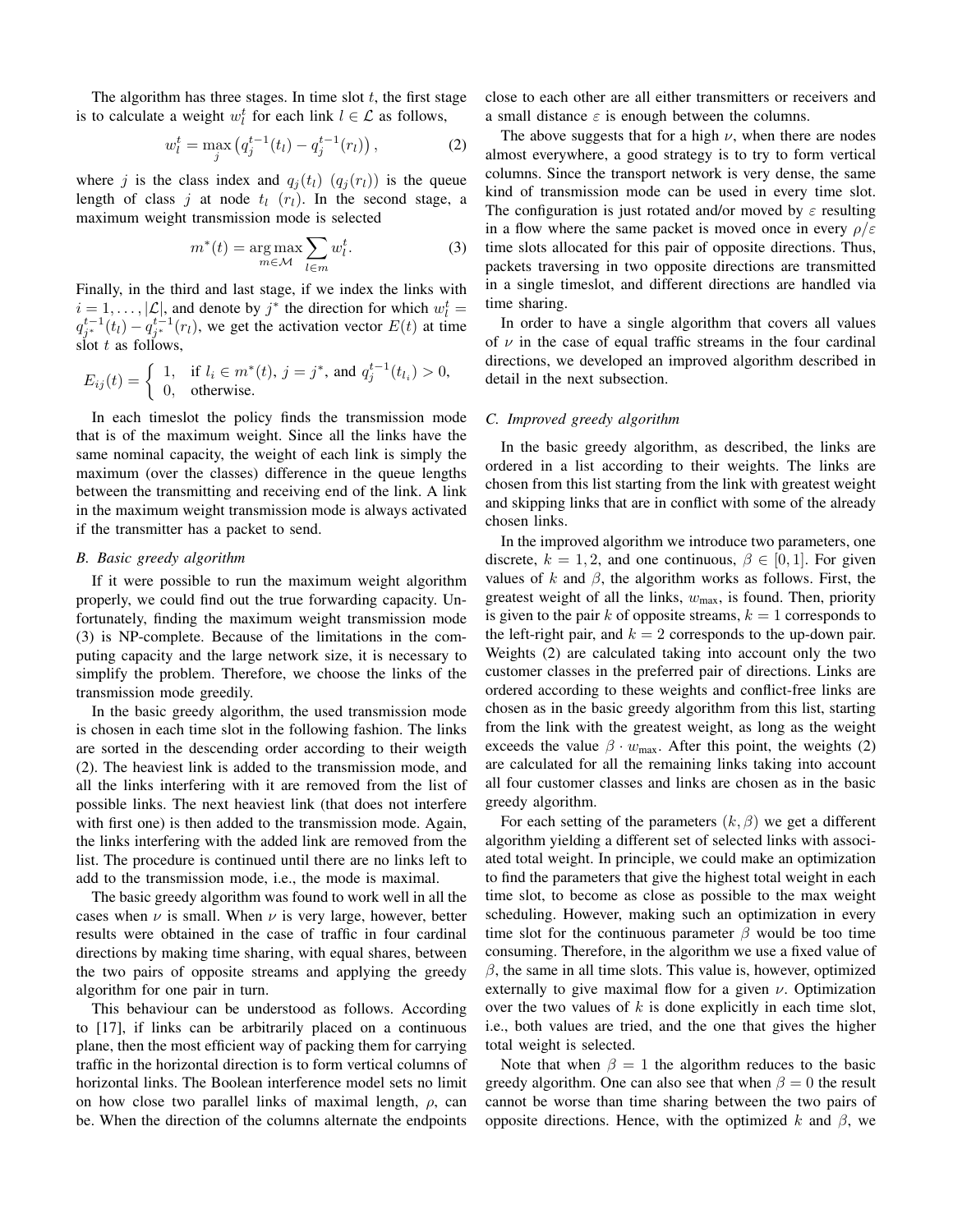The algorithm has three stages. In time slot $t$, the first stage is to calculate a weight $w_l^t$ for each link $l \in \mathcal{L}$ as follows,

$$w_l^t = \max_j \left( q_j^{t-1}(t_l) - q_j^{t-1}(r_l) \right), \tag{2}$$

where $j$ is the class index and $q_j(t_l)$ $(q_j(r_l))$ is the queue length of class $j$ at node $t_l$ $(r_l)$. In the second stage, a maximum weight transmission mode is selected

$$m^*(t) = \underset{m \in \mathcal{M}}{\arg\max} \sum_{l \in m} w_l^t. \tag{3}$$

Finally, in the third and last stage, if we index the links with $i = 1, \ldots, |\mathcal{L}|$, and denote by $j^*$ the direction for which $w_l^t = q_{j^*}^{t-1}(t_l) - q_{j^*}^{t-1}(r_l)$, we get the activation vector $E(t)$ at time slot $t$ as follows,

$$E_{ij}(t) = \begin{cases} 1, & \text{if } l_i \in m^*(t),\ j = j^*, \text{ and } q_j^{t-1}(t_{l_i}) > 0, \\ 0, & \text{otherwise.} \end{cases}$$

In each timeslot the policy finds the transmission mode that is of the maximum weight. Since all the links have the same nominal capacity, the weight of each link is simply the maximum (over the classes) difference in the queue lengths between the transmitting and receiving end of the link. A link in the maximum weight transmission mode is always activated if the transmitter has a packet to send.

### *B. Basic greedy algorithm*

If it were possible to run the maximum weight algorithm properly, we could find out the true forwarding capacity. Unfortunately, finding the maximum weight transmission mode (3) is NP-complete. Because of the limitations in the computing capacity and the large network size, it is necessary to simplify the problem. Therefore, we choose the links of the transmission mode greedily.

In the basic greedy algorithm, the used transmission mode is chosen in each time slot in the following fashion. The links are sorted in the descending order according to their weigth (2). The heaviest link is added to the transmission mode, and all the links interfering with it are removed from the list of possible links. The next heaviest link (that does not interfere with first one) is then added to the transmission mode. Again, the links interfering with the added link are removed from the list. The procedure is continued until there are no links left to add to the transmission mode, i.e., the mode is maximal.

The basic greedy algorithm was found to work well in all the cases when $\nu$ is small. When $\nu$ is very large, however, better results were obtained in the case of traffic in four cardinal directions by making time sharing, with equal shares, between the two pairs of opposite streams and applying the greedy algorithm for one pair in turn.

This behaviour can be understood as follows. According to [17], if links can be arbitrarily placed on a continuous plane, then the most efficient way of packing them for carrying traffic in the horizontal direction is to form vertical columns of horizontal links. The Boolean interference model sets no limit on how close two parallel links of maximal length, $\rho$, can be. When the direction of the columns alternate the endpoints close to each other are all either transmitters or receivers and a small distance $\varepsilon$ is enough between the columns.

The above suggests that for a high $\nu$, when there are nodes almost everywhere, a good strategy is to try to form vertical columns. Since the transport network is very dense, the same kind of transmission mode can be used in every time slot. The configuration is just rotated and/or moved by $\varepsilon$ resulting in a flow where the same packet is moved once in every $\rho/\varepsilon$ time slots allocated for this pair of opposite directions. Thus, packets traversing in two opposite directions are transmitted in a single timeslot, and different directions are handled via time sharing.

In order to have a single algorithm that covers all values of $\nu$ in the case of equal traffic streams in the four cardinal directions, we developed an improved algorithm described in detail in the next subsection.

### *C. Improved greedy algorithm*

In the basic greedy algorithm, as described, the links are ordered in a list according to their weights. The links are chosen from this list starting from the link with greatest weight and skipping links that are in conflict with some of the already chosen links.

In the improved algorithm we introduce two parameters, one discrete, $k = 1, 2$, and one continuous, $\beta \in [0, 1]$. For given values of $k$ and $\beta$, the algorithm works as follows. First, the greatest weight of all the links, $w_{\text{max}}$, is found. Then, priority is given to the pair $k$ of opposite streams, $k = 1$ corresponds to the left-right pair, and $k = 2$ corresponds to the up-down pair. Weights (2) are calculated taking into account only the two customer classes in the preferred pair of directions. Links are ordered according to these weights and conflict-free links are chosen as in the basic greedy algorithm from this list, starting from the link with the greatest weight, as long as the weight exceeds the value $\beta \cdot w_{\text{max}}$. After this point, the weights (2) are calculated for all the remaining links taking into account all four customer classes and links are chosen as in the basic greedy algorithm.

For each setting of the parameters $(k, \beta)$ we get a different algorithm yielding a different set of selected links with associated total weight. In principle, we could make an optimization to find the parameters that give the highest total weight in each time slot, to become as close as possible to the max weight scheduling. However, making such an optimization in every time slot for the continuous parameter $\beta$ would be too time consuming. Therefore, in the algorithm we use a fixed value of $\beta$, the same in all time slots. This value is, however, optimized externally to give maximal flow for a given $\nu$. Optimization over the two values of $k$ is done explicitly in each time slot, i.e., both values are tried, and the one that gives the higher total weight is selected.

Note that when $\beta = 1$ the algorithm reduces to the basic greedy algorithm. One can also see that when $\beta = 0$ the result cannot be worse than time sharing between the two pairs of opposite directions. Hence, with the optimized $k$ and $\beta$, we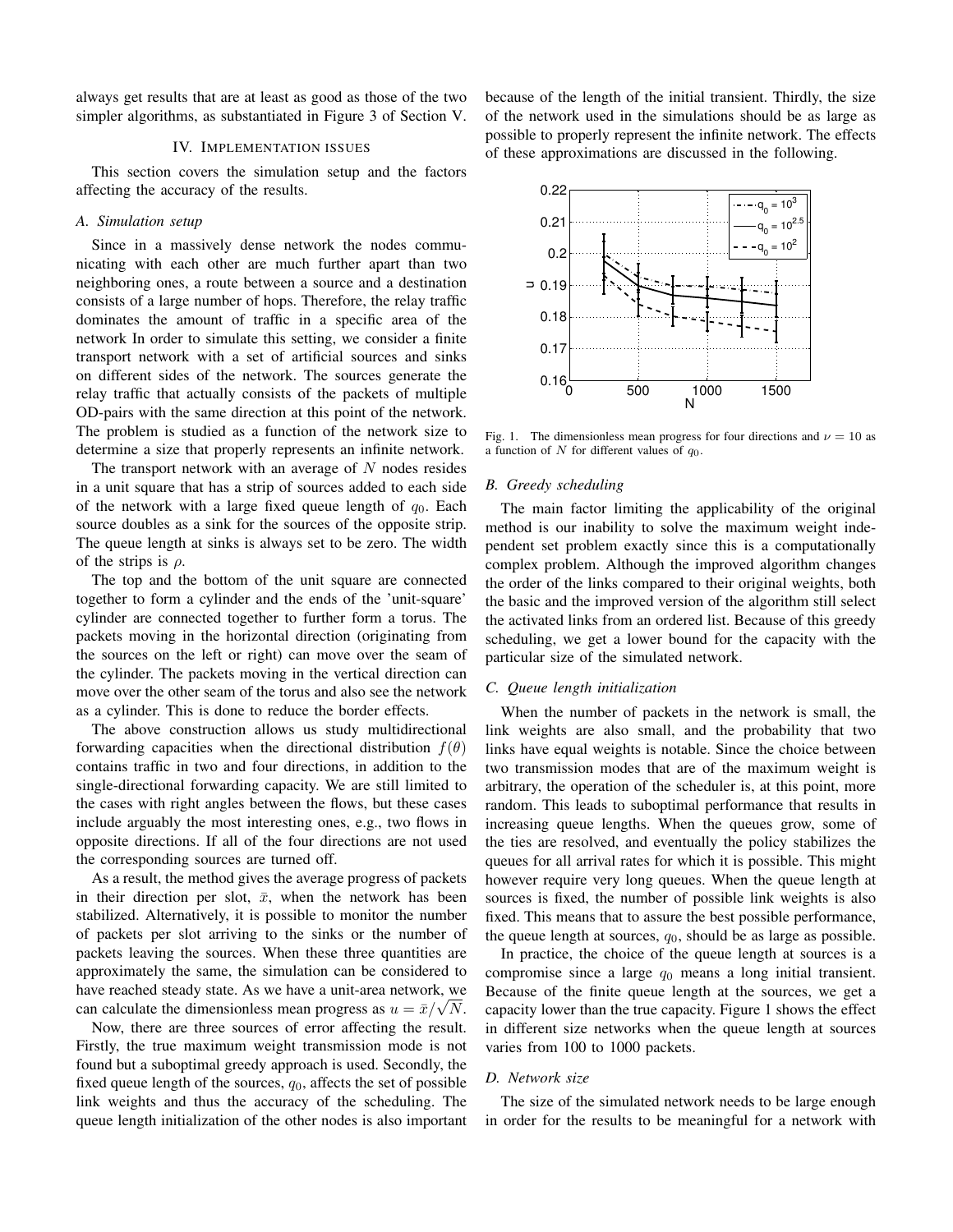always get results that are at least as good as those of the two simpler algorithms, as substantiated in Figure 3 of Section V.

## IV. Implementation issues

This section covers the simulation setup and the factors affecting the accuracy of the results.

### A. Simulation setup

Since in a massively dense network the nodes communicating with each other are much further apart than two neighboring ones, a route between a source and a destination consists of a large number of hops. Therefore, the relay traffic dominates the amount of traffic in a specific area of the network In order to simulate this setting, we consider a finite transport network with a set of artificial sources and sinks on different sides of the network. The sources generate the relay traffic that actually consists of the packets of multiple OD-pairs with the same direction at this point of the network. The problem is studied as a function of the network size to determine a size that properly represents an infinite network.

The transport network with an average of $N$ nodes resides in a unit square that has a strip of sources added to each side of the network with a large fixed queue length of $q_0$. Each source doubles as a sink for the sources of the opposite strip. The queue length at sinks is always set to be zero. The width of the strips is $\rho$.

The top and the bottom of the unit square are connected together to form a cylinder and the ends of the 'unit-square' cylinder are connected together to further form a torus. The packets moving in the horizontal direction (originating from the sources on the left or right) can move over the seam of the cylinder. The packets moving in the vertical direction can move over the other seam of the torus and also see the network as a cylinder. This is done to reduce the border effects.

The above construction allows us study multidirectional forwarding capacities when the directional distribution $f(\theta)$ contains traffic in two and four directions, in addition to the single-directional forwarding capacity. We are still limited to the cases with right angles between the flows, but these cases include arguably the most interesting ones, e.g., two flows in opposite directions. If all of the four directions are not used the corresponding sources are turned off.

As a result, the method gives the average progress of packets in their direction per slot, $\bar{x}$, when the network has been stabilized. Alternatively, it is possible to monitor the number of packets per slot arriving to the sinks or the number of packets leaving the sources. When these three quantities are approximately the same, the simulation can be considered to have reached steady state. As we have a unit-area network, we can calculate the dimensionless mean progress as $u = \bar{x}/\sqrt{N}$.

Now, there are three sources of error affecting the result. Firstly, the true maximum weight transmission mode is not found but a suboptimal greedy approach is used. Secondly, the fixed queue length of the sources, $q_0$, affects the set of possible link weights and thus the accuracy of the scheduling. The queue length initialization of the other nodes is also important because of the length of the initial transient. Thirdly, the size of the network used in the simulations should be as large as possible to properly represent the infinite network. The effects of these approximations are discussed in the following.

Fig. 1. The dimensionless mean progress for four directions and $\nu = 10$ as a function of $N$ for different values of $q_0$.

### B. Greedy scheduling

The main factor limiting the applicability of the original method is our inability to solve the maximum weight independent set problem exactly since this is a computationally complex problem. Although the improved algorithm changes the order of the links compared to their original weights, both the basic and the improved version of the algorithm still select the activated links from an ordered list. Because of this greedy scheduling, we get a lower bound for the capacity with the particular size of the simulated network.

### C. Queue length initialization

When the number of packets in the network is small, the link weights are also small, and the probability that two links have equal weights is notable. Since the choice between two transmission modes that are of the maximum weight is arbitrary, the operation of the scheduler is, at this point, more random. This leads to suboptimal performance that results in increasing queue lengths. When the queues grow, some of the ties are resolved, and eventually the policy stabilizes the queues for all arrival rates for which it is possible. This might however require very long queues. When the queue length at sources is fixed, the number of possible link weights is also fixed. This means that to assure the best possible performance, the queue length at sources, $q_0$, should be as large as possible.

In practice, the choice of the queue length at sources is a compromise since a large $q_0$ means a long initial transient. Because of the finite queue length at the sources, we get a capacity lower than the true capacity. Figure 1 shows the effect in different size networks when the queue length at sources varies from 100 to 1000 packets.

### D. Network size

The size of the simulated network needs to be large enough in order for the results to be meaningful for a network with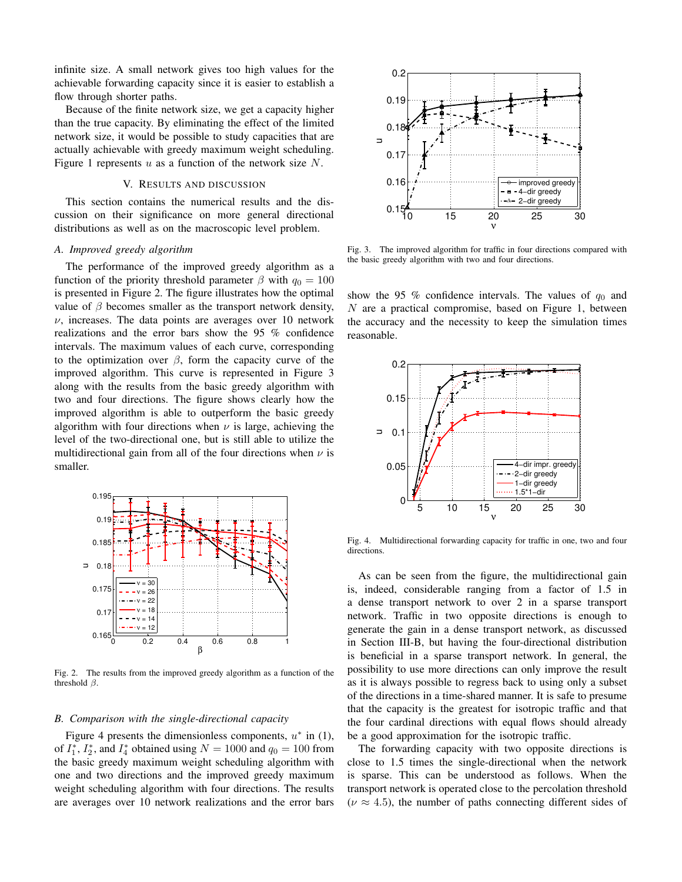infinite size. A small network gives too high values for the achievable forwarding capacity since it is easier to establish a flow through shorter paths.

Because of the finite network size, we get a capacity higher than the true capacity. By eliminating the effect of the limited network size, it would be possible to study capacities that are actually achievable with greedy maximum weight scheduling. Figure 1 represents $u$ as a function of the network size $N$.

## V. Results and discussion

This section contains the numerical results and the discussion on their significance on more general directional distributions as well as on the macroscopic level problem.

### A. Improved greedy algorithm

The performance of the improved greedy algorithm as a function of the priority threshold parameter $\beta$ with $q_0 = 100$ is presented in Figure 2. The figure illustrates how the optimal value of $\beta$ becomes smaller as the transport network density, $\nu$, increases. The data points are averages over 10 network realizations and the error bars show the 95 % confidence intervals. The maximum values of each curve, corresponding to the optimization over $\beta$, form the capacity curve of the improved algorithm. This curve is represented in Figure 3 along with the results from the basic greedy algorithm with two and four directions. The figure shows clearly how the improved algorithm is able to outperform the basic greedy algorithm with four directions when $\nu$ is large, achieving the level of the two-directional one, but is still able to utilize the multidirectional gain from all of the four directions when $\nu$ is smaller.

Fig. 2. The results from the improved greedy algorithm as a function of the threshold $\beta$.

Fig. 3. The improved algorithm for traffic in four directions compared with the basic greedy algorithm with two and four directions.

### B. Comparison with the single-directional capacity

Figure 4 presents the dimensionless components, $u^*$ in (1), of $I_1^*$, $I_2^*$, and $I_4^*$ obtained using $N = 1000$ and $q_0 = 100$ from the basic greedy maximum weight scheduling algorithm with one and two directions and the improved greedy maximum weight scheduling algorithm with four directions. The results are averages over 10 network realizations and the error bars show the 95 % confidence intervals. The values of $q_0$ and $N$ are a practical compromise, based on Figure 1, between the accuracy and the necessity to keep the simulation times reasonable.

Fig. 4. Multidirectional forwarding capacity for traffic in one, two and four directions.

As can be seen from the figure, the multidirectional gain is, indeed, considerable ranging from a factor of 1.5 in a dense transport network to over 2 in a sparse transport network. Traffic in two opposite directions is enough to generate the gain in a dense transport network, as discussed in Section III-B, but having the four-directional distribution is beneficial in a sparse transport network. In general, the possibility to use more directions can only improve the result as it is always possible to regress back to using only a subset of the directions in a time-shared manner. It is safe to presume that the capacity is the greatest for isotropic traffic and that the four cardinal directions with equal flows should already be a good approximation for the isotropic traffic.

The forwarding capacity with two opposite directions is close to 1.5 times the single-directional when the network is sparse. This can be understood as follows. When the transport network is operated close to the percolation threshold ($\nu \approx 4.5$), the number of paths connecting different sides of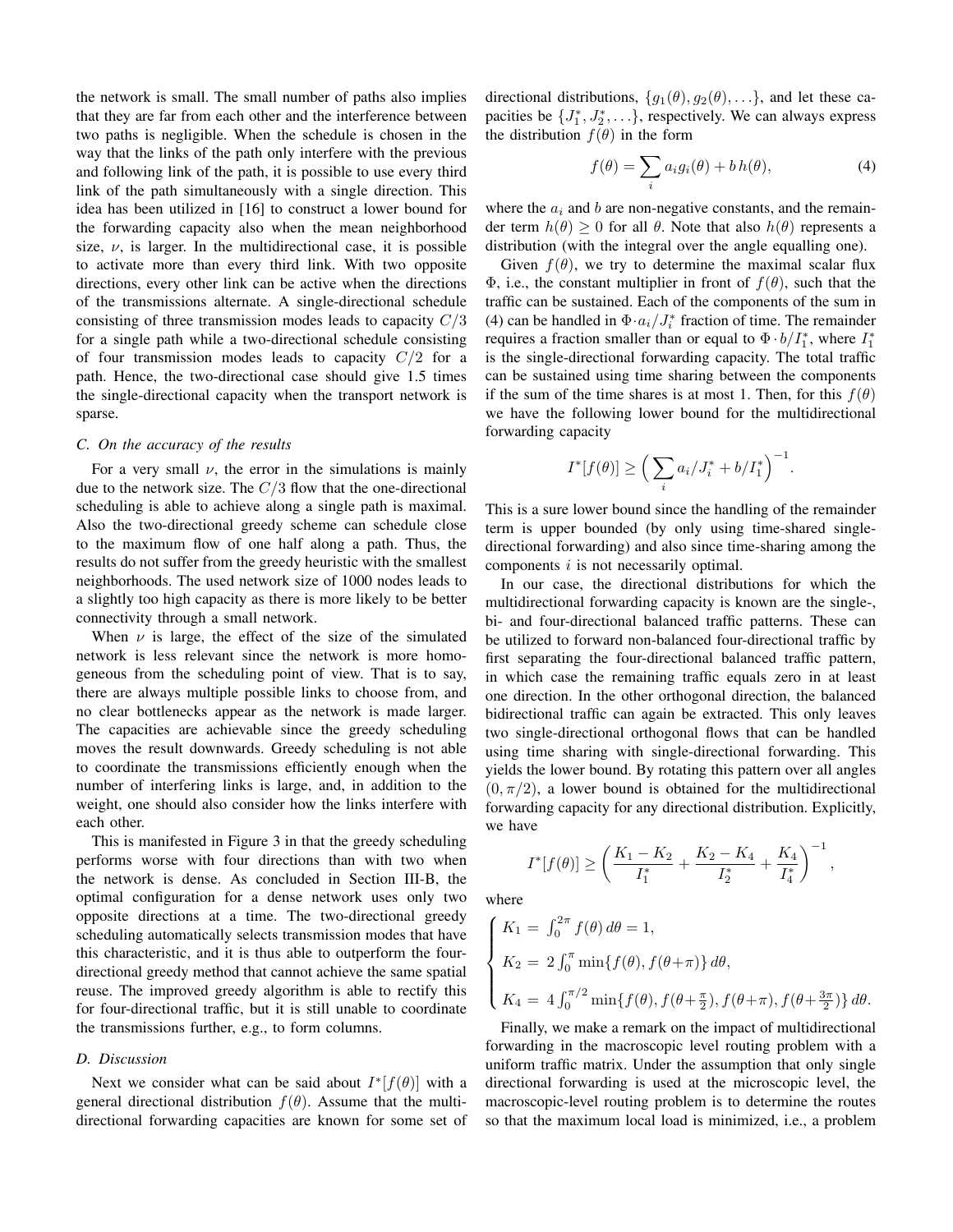the network is small. The small number of paths also implies that they are far from each other and the interference between two paths is negligible. When the schedule is chosen in the way that the links of the path only interfere with the previous and following link of the path, it is possible to use every third link of the path simultaneously with a single direction. This idea has been utilized in [16] to construct a lower bound for the forwarding capacity also when the mean neighborhood size, $\nu$, is larger. In the multidirectional case, it is possible to activate more than every third link. With two opposite directions, every other link can be active when the directions of the transmissions alternate. A single-directional schedule consisting of three transmission modes leads to capacity $C/3$ for a single path while a two-directional schedule consisting of four transmission modes leads to capacity $C/2$ for a path. Hence, the two-directional case should give 1.5 times the single-directional capacity when the transport network is sparse.

### C. On the accuracy of the results

For a very small $\nu$, the error in the simulations is mainly due to the network size. The $C/3$ flow that the one-directional scheduling is able to achieve along a single path is maximal. Also the two-directional greedy scheme can schedule close to the maximum flow of one half along a path. Thus, the results do not suffer from the greedy heuristic with the smallest neighborhoods. The used network size of 1000 nodes leads to a slightly too high capacity as there is more likely to be better connectivity through a small network.

When $\nu$ is large, the effect of the size of the simulated network is less relevant since the network is more homogeneous from the scheduling point of view. That is to say, there are always multiple possible links to choose from, and no clear bottlenecks appear as the network is made larger. The capacities are achievable since the greedy scheduling moves the result downwards. Greedy scheduling is not able to coordinate the transmissions efficiently enough when the number of interfering links is large, and, in addition to the weight, one should also consider how the links interfere with each other.

This is manifested in Figure 3 in that the greedy scheduling performs worse with four directions than with two when the network is dense. As concluded in Section III-B, the optimal configuration for a dense network uses only two opposite directions at a time. The two-directional greedy scheduling automatically selects transmission modes that have this characteristic, and it is thus able to outperform the four-directional greedy method that cannot achieve the same spatial reuse. The improved greedy algorithm is able to rectify this for four-directional traffic, but it is still unable to coordinate the transmissions further, e.g., to form columns.

### D. Discussion

Next we consider what can be said about $I^*[f(\theta)]$ with a general directional distribution $f(\theta)$. Assume that the multidirectional forwarding capacities are known for some set of directional distributions, $\{g_1(\theta), g_2(\theta), \ldots\}$, and let these capacities be $\{J_1^*, J_2^*, \ldots\}$, respectively. We can always express the distribution $f(\theta)$ in the form

$$f(\theta) = \sum_i a_i g_i(\theta) + b\, h(\theta), \tag{4}$$

where the $a_i$ and $b$ are non-negative constants, and the remainder term $h(\theta) \geq 0$ for all $\theta$. Note that also $h(\theta)$ represents a distribution (with the integral over the angle equalling one).

Given $f(\theta)$, we try to determine the maximal scalar flux $\Phi$, i.e., the constant multiplier in front of $f(\theta)$, such that the traffic can be sustained. Each of the components of the sum in (4) can be handled in $\Phi \cdot a_i / J_i^*$ fraction of time. The remainder requires a fraction smaller than or equal to $\Phi \cdot b / I_1^*$, where $I_1^*$ is the single-directional forwarding capacity. The total traffic can be sustained using time sharing between the components if the sum of the time shares is at most 1. Then, for this $f(\theta)$ we have the following lower bound for the multidirectional forwarding capacity

$$I^*[f(\theta)] \geq \Big( \sum_i a_i / J_i^* + b / I_1^* \Big)^{-1}.$$

This is a sure lower bound since the handling of the remainder term is upper bounded (by only using time-shared single-directional forwarding) and also since time-sharing among the components $i$ is not necessarily optimal.

In our case, the directional distributions for which the multidirectional forwarding capacity is known are the single-, bi- and four-directional balanced traffic patterns. These can be utilized to forward non-balanced four-directional traffic by first separating the four-directional balanced traffic pattern, in which case the remaining traffic equals zero in at least one direction. In the other orthogonal direction, the balanced bidirectional traffic can again be extracted. This only leaves two single-directional orthogonal flows that can be handled using time sharing with single-directional forwarding. This yields the lower bound. By rotating this pattern over all angles $(0, \pi/2)$, a lower bound is obtained for the multidirectional forwarding capacity for any directional distribution. Explicitly, we have

$$I^*[f(\theta)] \geq \left( \frac{K_1 - K_2}{I_1^*} + \frac{K_2 - K_4}{I_2^*} + \frac{K_4}{I_4^*} \right)^{-1},$$

where

$$\begin{cases} K_1 = \int_0^{2\pi} f(\theta)\, d\theta = 1, \\ K_2 = 2 \int_0^{\pi} \min\{f(\theta), f(\theta+\pi)\}\, d\theta, \\ K_4 = 4 \int_0^{\pi/2} \min\{f(\theta), f(\theta+\frac{\pi}{2}), f(\theta+\pi), f(\theta+\frac{3\pi}{2})\}\, d\theta. \end{cases}$$

Finally, we make a remark on the impact of multidirectional forwarding in the macroscopic level routing problem with a uniform traffic matrix. Under the assumption that only single directional forwarding is used at the microscopic level, the macroscopic-level routing problem is to determine the routes so that the maximum local load is minimized, i.e., a problem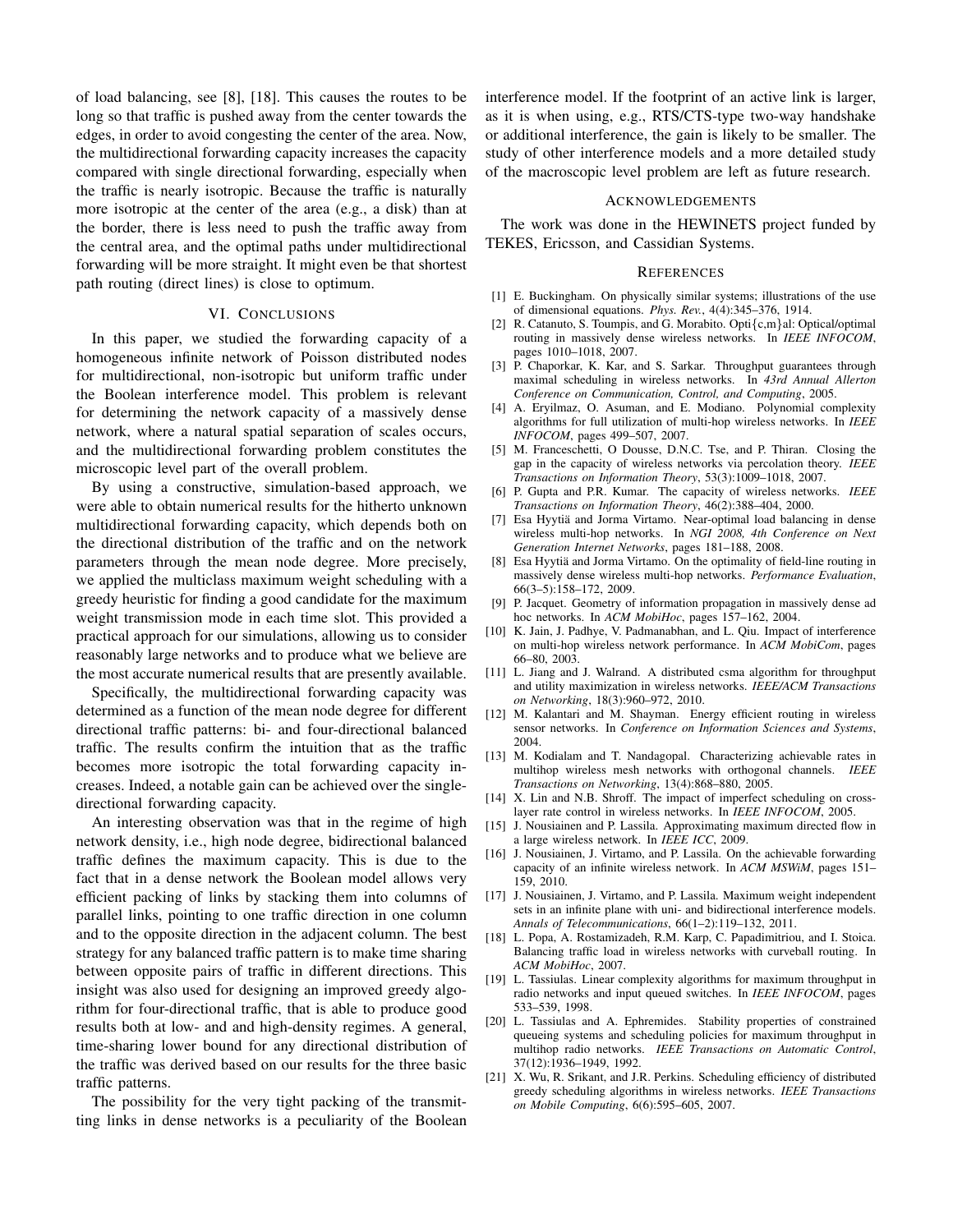of load balancing, see [8], [18]. This causes the routes to be long so that traffic is pushed away from the center towards the edges, in order to avoid congesting the center of the area. Now, the multidirectional forwarding capacity increases the capacity compared with single directional forwarding, especially when the traffic is nearly isotropic. Because the traffic is naturally more isotropic at the center of the area (e.g., a disk) than at the border, there is less need to push the traffic away from the central area, and the optimal paths under multidirectional forwarding will be more straight. It might even be that shortest path routing (direct lines) is close to optimum.

## VI. Conclusions

In this paper, we studied the forwarding capacity of a homogeneous infinite network of Poisson distributed nodes for multidirectional, non-isotropic but uniform traffic under the Boolean interference model. This problem is relevant for determining the network capacity of a massively dense network, where a natural spatial separation of scales occurs, and the multidirectional forwarding problem constitutes the microscopic level part of the overall problem.

By using a constructive, simulation-based approach, we were able to obtain numerical results for the hitherto unknown multidirectional forwarding capacity, which depends both on the directional distribution of the traffic and on the network parameters through the mean node degree. More precisely, we applied the multiclass maximum weight scheduling with a greedy heuristic for finding a good candidate for the maximum weight transmission mode in each time slot. This provided a practical approach for our simulations, allowing us to consider reasonably large networks and to produce what we believe are the most accurate numerical results that are presently available.

Specifically, the multidirectional forwarding capacity was determined as a function of the mean node degree for different directional traffic patterns: bi- and four-directional balanced traffic. The results confirm the intuition that as the traffic becomes more isotropic the total forwarding capacity increases. Indeed, a notable gain can be achieved over the single-directional forwarding capacity.

An interesting observation was that in the regime of high network density, i.e., high node degree, bidirectional balanced traffic defines the maximum capacity. This is due to the fact that in a dense network the Boolean model allows very efficient packing of links by stacking them into columns of parallel links, pointing to one traffic direction in one column and to the opposite direction in the adjacent column. The best strategy for any balanced traffic pattern is to make time sharing between opposite pairs of traffic in different directions. This insight was also used for designing an improved greedy algorithm for four-directional traffic, that is able to produce good results both at low- and and high-density regimes. A general, time-sharing lower bound for any directional distribution of the traffic was derived based on our results for the three basic traffic patterns.

The possibility for the very tight packing of the transmitting links in dense networks is a peculiarity of the Boolean interference model. If the footprint of an active link is larger, as it is when using, e.g., RTS/CTS-type two-way handshake or additional interference, the gain is likely to be smaller. The study of other interference models and a more detailed study of the macroscopic level problem are left as future research.

## Acknowledgements

The work was done in the HEWINETS project funded by TEKES, Ericsson, and Cassidian Systems.

## References

[1] E. Buckingham. On physically similar systems; illustrations of the use of dimensional equations. *Phys. Rev.*, 4(4):345–376, 1914.

[2] R. Catanuto, S. Toumpis, and G. Morabito. Opti{c,m}al: Optical/optimal routing in massively dense wireless networks. In *IEEE INFOCOM*, pages 1010–1018, 2007.

[3] P. Chaporkar, K. Kar, and S. Sarkar. Throughput guarantees through maximal scheduling in wireless networks. In *43rd Annual Allerton Conference on Communication, Control, and Computing*, 2005.

[4] A. Eryilmaz, O. Asuman, and E. Modiano. Polynomial complexity algorithms for full utilization of multi-hop wireless networks. In *IEEE INFOCOM*, pages 499–507, 2007.

[5] M. Franceschetti, O Dousse, D.N.C. Tse, and P. Thiran. Closing the gap in the capacity of wireless networks via percolation theory. *IEEE Transactions on Information Theory*, 53(3):1009–1018, 2007.

[6] P. Gupta and P.R. Kumar. The capacity of wireless networks. *IEEE Transactions on Information Theory*, 46(2):388–404, 2000.

[7] Esa Hyytiä and Jorma Virtamo. Near-optimal load balancing in dense wireless multi-hop networks. In *NGI 2008, 4th Conference on Next Generation Internet Networks*, pages 181–188, 2008.

[8] Esa Hyytiä and Jorma Virtamo. On the optimality of field-line routing in massively dense wireless multi-hop networks. *Performance Evaluation*, 66(3–5):158–172, 2009.

[9] P. Jacquet. Geometry of information propagation in massively dense ad hoc networks. In *ACM MobiHoc*, pages 157–162, 2004.

[10] K. Jain, J. Padhye, V. Padmanabhan, and L. Qiu. Impact of interference on multi-hop wireless network performance. In *ACM MobiCom*, pages 66–80, 2003.

[11] L. Jiang and J. Walrand. A distributed csma algorithm for throughput and utility maximization in wireless networks. *IEEE/ACM Transactions on Networking*, 18(3):960–972, 2010.

[12] M. Kalantari and M. Shayman. Energy efficient routing in wireless sensor networks. In *Conference on Information Sciences and Systems*, 2004.

[13] M. Kodialam and T. Nandagopal. Characterizing achievable rates in multihop wireless mesh networks with orthogonal channels. *IEEE Transactions on Networking*, 13(4):868–880, 2005.

[14] X. Lin and N.B. Shroff. The impact of imperfect scheduling on cross-layer rate control in wireless networks. In *IEEE INFOCOM*, 2005.

[15] J. Nousiainen and P. Lassila. Approximating maximum directed flow in a large wireless network. In *IEEE ICC*, 2009.

[16] J. Nousiainen, J. Virtamo, and P. Lassila. On the achievable forwarding capacity of an infinite wireless network. In *ACM MSWiM*, pages 151–159, 2010.

[17] J. Nousiainen, J. Virtamo, and P. Lassila. Maximum weight independent sets in an infinite plane with uni- and bidirectional interference models. *Annals of Telecommunications*, 66(1–2):119–132, 2011.

[18] L. Popa, A. Rostamizadeh, R.M. Karp, C. Papadimitriou, and I. Stoica. Balancing traffic load in wireless networks with curveball routing. In *ACM MobiHoc*, 2007.

[19] L. Tassiulas. Linear complexity algorithms for maximum throughput in radio networks and input queued switches. In *IEEE INFOCOM*, pages 533–539, 1998.

[20] L. Tassiulas and A. Ephremides. Stability properties of constrained queueing systems and scheduling policies for maximum throughput in multihop radio networks. *IEEE Transactions on Automatic Control*, 37(12):1936–1949, 1992.

[21] X. Wu, R. Srikant, and J.R. Perkins. Scheduling efficiency of distributed greedy scheduling algorithms in wireless networks. *IEEE Transactions on Mobile Computing*, 6(6):595–605, 2007.